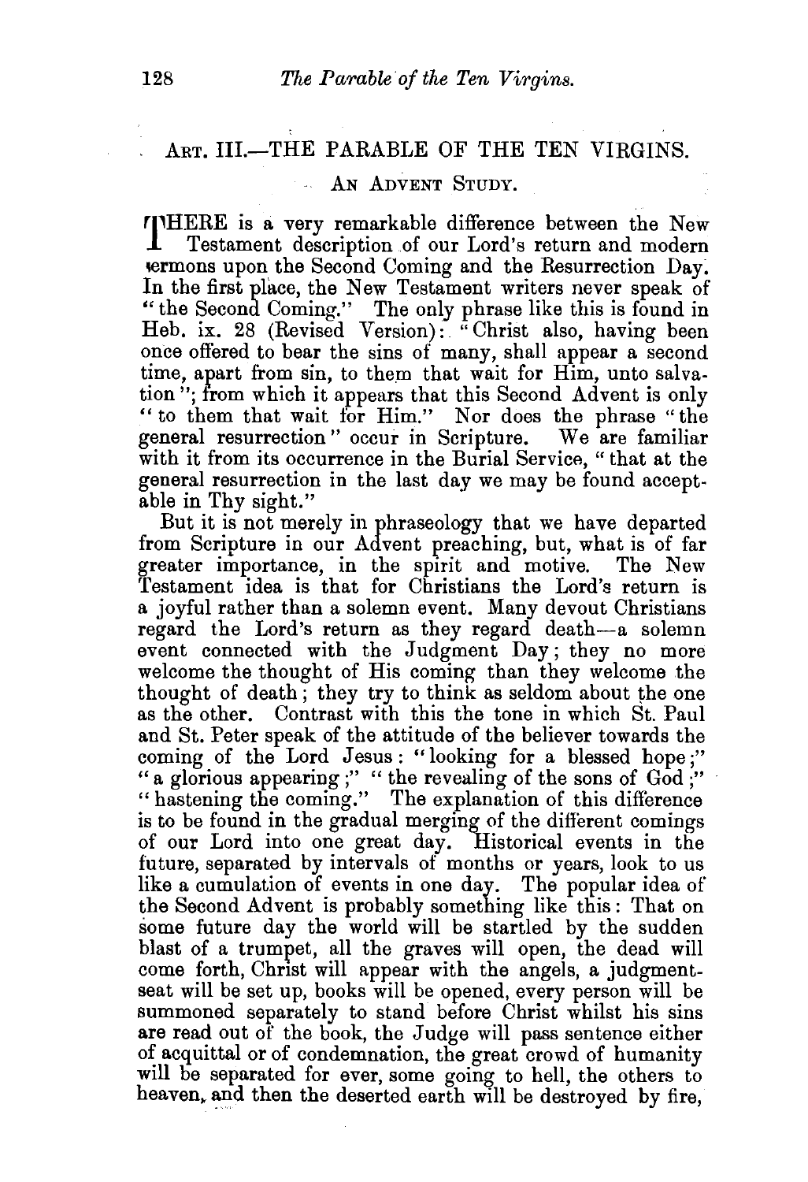## ART. III.—THE PARABLE OF THE TEN VIRGINS.

### AN ADVENT STUDY.

THERE is a very remarkable difference between the New Testament description of our Lord's return and modern sermons upon the Second Coming and the Resurrection Day. In the first place, the New Testament writers never speak of "the Second Coming." The only phrase like this is found in Heb. ix. 28 (Revised Version): "Christ also, having been once offered to bear the sins of many, shall appear a second time, apart from sin, to them that wait for Him, unto salvation"; from which it appears that this Second Advent is only "to them that wait for Him." Nor does the phrase "the general resurrection" occur in Scripture. We are familiar with it from its occurrence in the Burial Service, "that at the general resurrection in the last day we may be found acceptable in Thy sight."

But it is not merely in phraseology that we have departed from Scripture in our Advent preaching, but, what is of far greater importance, in the spirit and motive. The New Testament idea is that for Christians the Lord's return is a joyful rather than a solemn event. Many devout Christians regard the Lord's return as they regard death—a solemn event connected with the Judgment Day; they no more welcome the thought of His coming than they welcome the thought of death; they try to think as seldom about the one as the other. Contrast with this the tone in which St. Paul and St. Peter speak of the attitude of the believer towards the coming of the Lord Jesus: "looking for a blessed hope;" "a glorious appearing;" "the revealing of the sons of God;" "hastening the coming." The explanation of this difference is to be found in the gradual merging of the different comings of our Lord into one great day. Historical events in the future, separated by intervals of months or years, look to us like a cumulation of events in one day. The popular idea of the Second Advent is probably something like this: That on some future day the world will be startled by the sudden blast of a trumpet, all the graves will open, the dead will come forth, Christ will appear with the angels, a judgment-seat will be set up, books will be opened, every person will be summoned separately to stand before Christ whilst his sins are read out of the book, the Judge will pass sentence either of acquittal or of condemnation, the great crowd of humanity will be separated for ever, some going to hell, the others to heaven, and then the deserted earth will be destroyed by fire,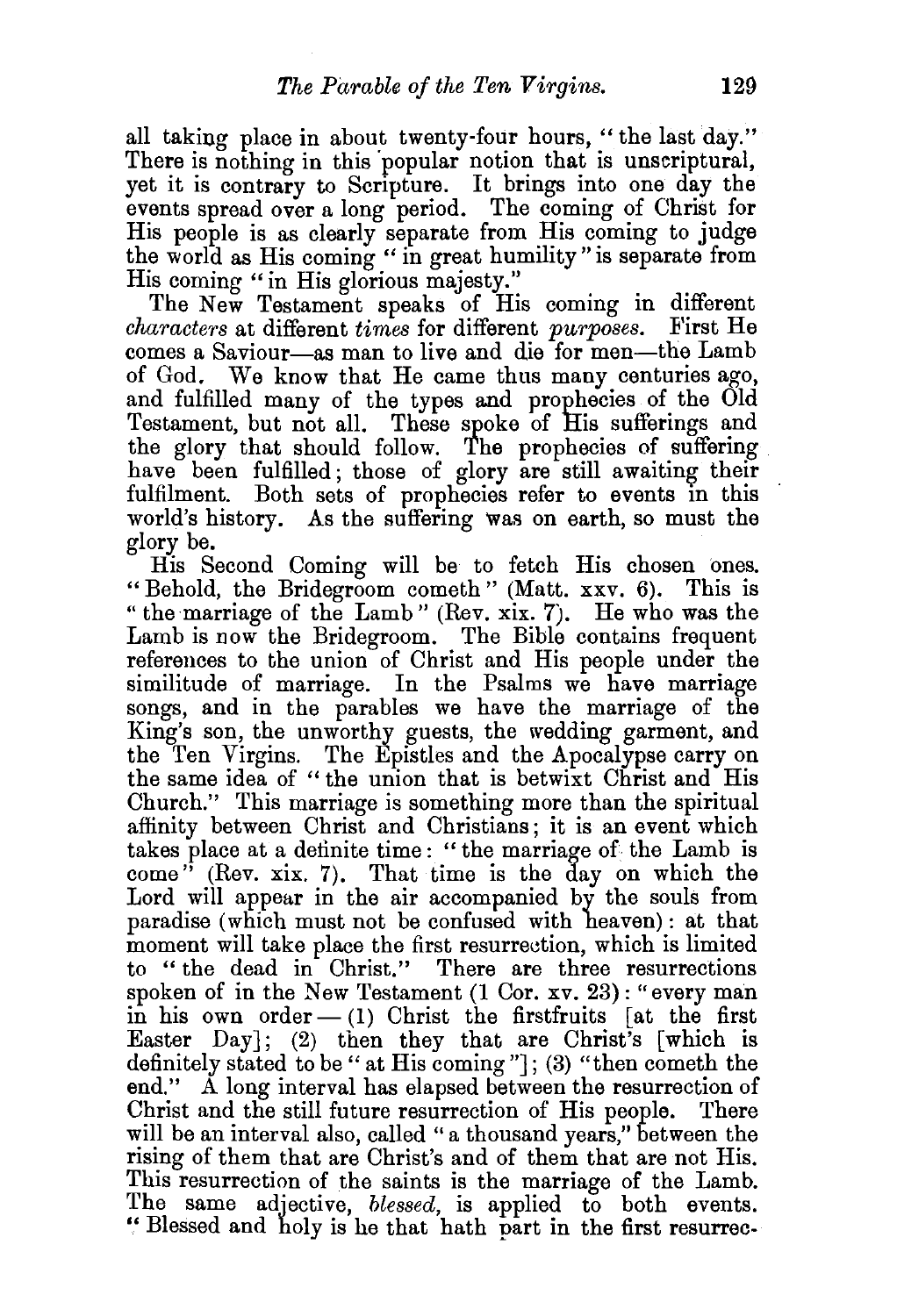all taking place in about twenty-four hours, "the last day." There is nothing in this popular notion that is unscriptural, yet it is contrary to Scripture. It brings into one day the events spread over a long period. The coming of Christ for His people is as clearly separate from His coming to judge the world as His coming "in great humility" is separate from His coming "in His glorious majesty."

The New Testament speaks of His coming in different *characters* at different *times* for different *purposes*. First He comes a Saviour—as man to live and die for men—the Lamb of God. We know that He came thus many centuries ago, and fulfilled many of the types and prophecies of the Old Testament, but not all. These spoke of His sufferings and the glory that should follow. The prophecies of suffering have been fulfilled; those of glory are still awaiting their fulfilment. Both sets of prophecies refer to events in this world's history. As the suffering was on earth, so must the glory be.

His Second Coming will be to fetch His chosen ones. "Behold, the Bridegroom cometh" (Matt. xxv. 6). This is "the marriage of the Lamb" (Rev. xix. 7). He who was the Lamb is now the Bridegroom. The Bible contains frequent references to the union of Christ and His people under the similitude of marriage. In the Psalms we have marriage songs, and in the parables we have the marriage of the King's son, the unworthy guests, the wedding garment, and the Ten Virgins. The Epistles and the Apocalypse carry on the same idea of "the union that is betwixt Christ and His Church." This marriage is something more than the spiritual affinity between Christ and Christians; it is an event which takes place at a definite time: "the marriage of the Lamb is come" (Rev. xix. 7). That time is the day on which the Lord will appear in the air accompanied by the souls from paradise (which must not be confused with heaven): at that moment will take place the first resurrection, which is limited to "the dead in Christ." There are three resurrections spoken of in the New Testament (1 Cor. xv. 23): "every man in his own order — (1) Christ the firstfruits [at the first Easter Day]; (2) then they that are Christ's [which is definitely stated to be "at His coming"]; (3) "then cometh the end." A long interval has elapsed between the resurrection of Christ and the still future resurrection of His people. There will be an interval also, called "a thousand years," between the rising of them that are Christ's and of them that are not His. This resurrection of the saints is the marriage of the Lamb. The same adjective, *blessed*, is applied to both events. "Blessed and holy is he that hath part in the first resurrec-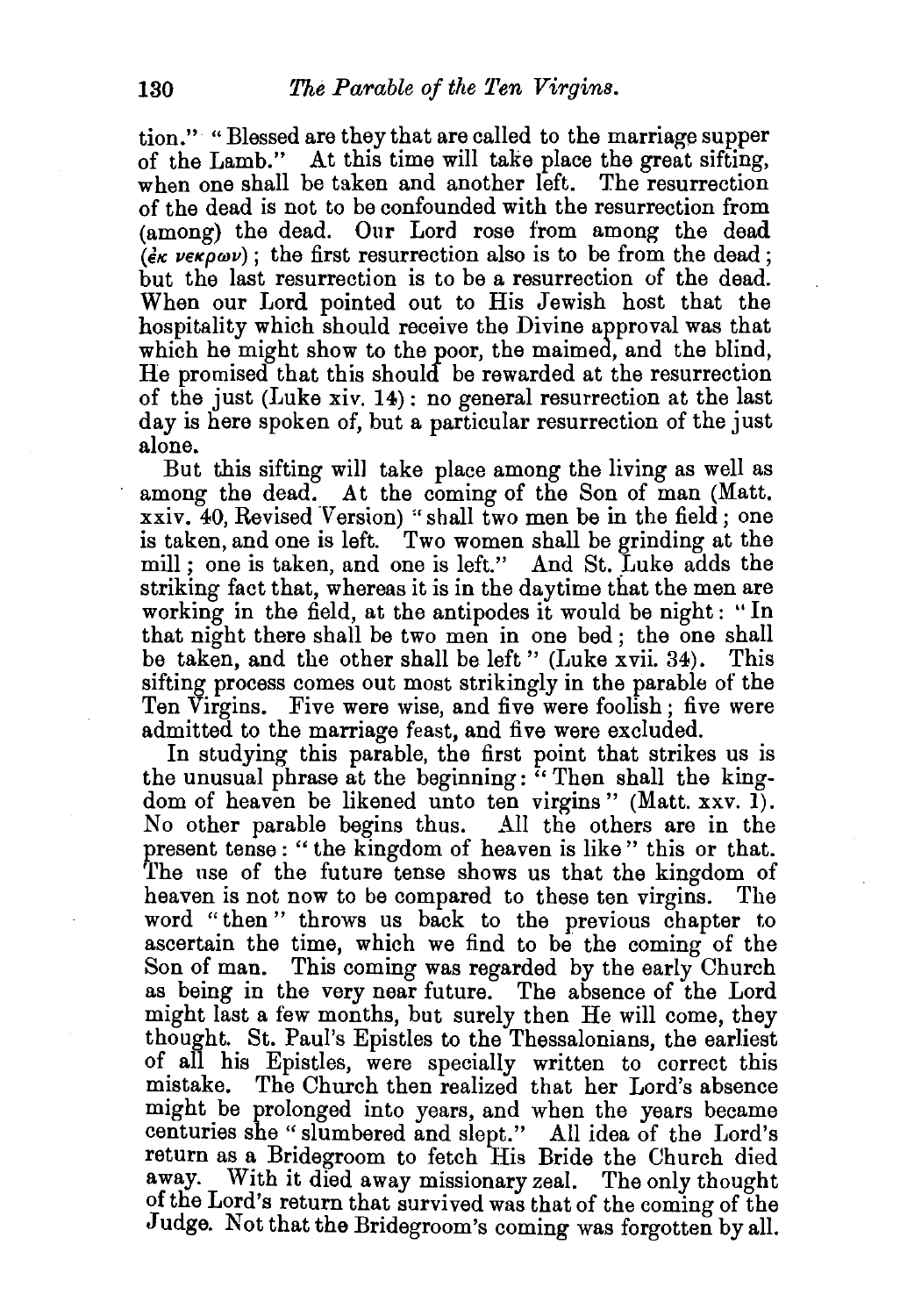tion." "Blessed are they that are called to the marriage supper of the Lamb." At this time will take place the great sifting, when one shall be taken and another left. The resurrection of the dead is not to be confounded with the resurrection from (among) the dead. Our Lord rose from among the dead (*ἐκ νεκρων*); the first resurrection also is to be from the dead; but the last resurrection is to be a resurrection of the dead. When our Lord pointed out to His Jewish host that the hospitality which should receive the Divine approval was that which he might show to the poor, the maimed, and the blind, He promised that this should be rewarded at the resurrection of the just (Luke xiv. 14): no general resurrection at the last day is here spoken of, but a particular resurrection of the just alone.

But this sifting will take place among the living as well as among the dead. At the coming of the Son of man (Matt. xxiv. 40, Revised Version) "shall two men be in the field; one is taken, and one is left. Two women shall be grinding at the mill; one is taken, and one is left." And St. Luke adds the striking fact that, whereas it is in the daytime that the men are working in the field, at the antipodes it would be night: "In that night there shall be two men in one bed; the one shall be taken, and the other shall be left" (Luke xvii. 34). This sifting process comes out most strikingly in the parable of the Ten Virgins. Five were wise, and five were foolish; five were admitted to the marriage feast, and five were excluded.

In studying this parable, the first point that strikes us is the unusual phrase at the beginning: "Then shall the kingdom of heaven be likened unto ten virgins" (Matt. xxv. 1). No other parable begins thus. All the others are in the present tense: "the kingdom of heaven is like" this or that. The use of the future tense shows us that the kingdom of heaven is not now to be compared to these ten virgins. The word "then" throws us back to the previous chapter to ascertain the time, which we find to be the coming of the Son of man. This coming was regarded by the early Church as being in the very near future. The absence of the Lord might last a few months, but surely then He will come, they thought. St. Paul's Epistles to the Thessalonians, the earliest of all his Epistles, were specially written to correct this mistake. The Church then realized that her Lord's absence might be prolonged into years, and when the years became centuries she "slumbered and slept." All idea of the Lord's return as a Bridegroom to fetch His Bride the Church died away. With it died away missionary zeal. The only thought of the Lord's return that survived was that of the coming of the Judge. Not that the Bridegroom's coming was forgotten by all.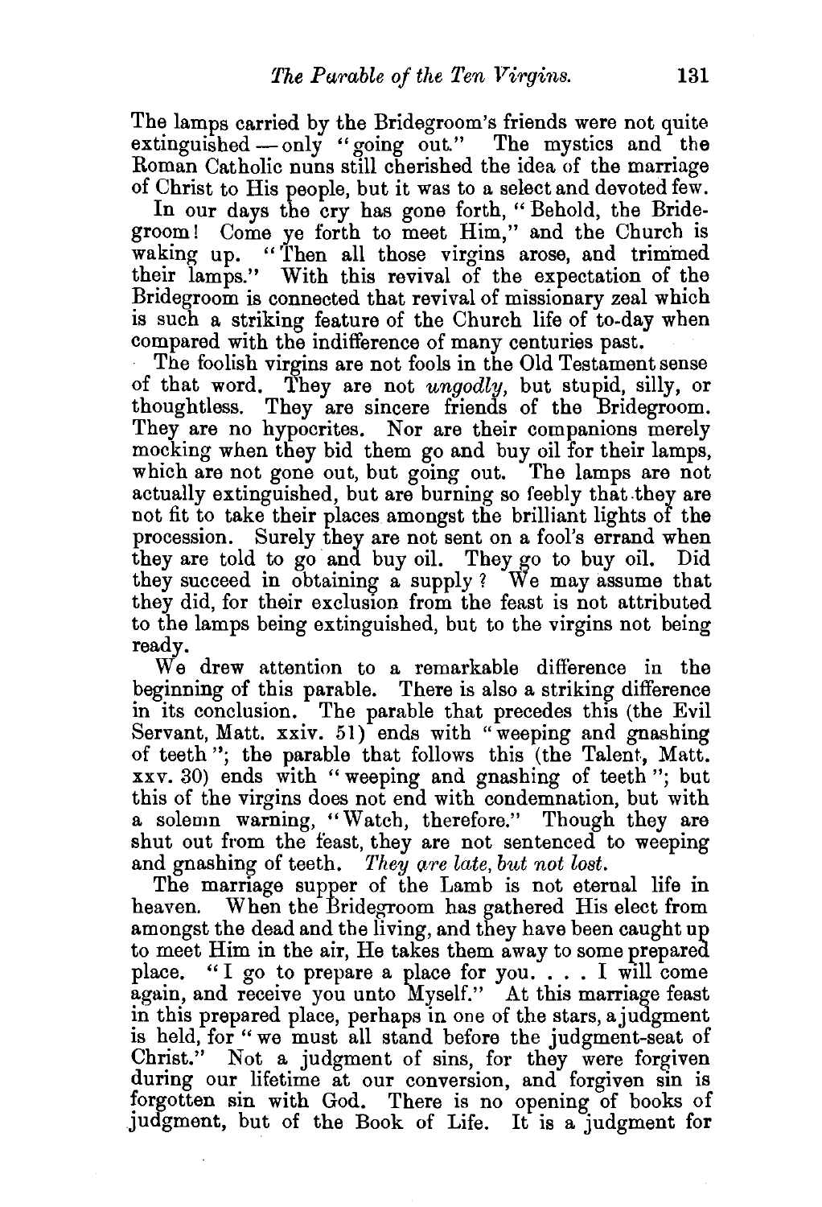The lamps carried by the Bridegroom's friends were not quite extinguished — only "going out." The mystics and the Roman Catholic nuns still cherished the idea of the marriage of Christ to His people, but it was to a select and devoted few.

In our days the cry has gone forth, "Behold, the Bridegroom! Come ye forth to meet Him," and the Church is waking up. "Then all those virgins arose, and trimmed their lamps." With this revival of the expectation of the Bridegroom is connected that revival of missionary zeal which is such a striking feature of the Church life of to-day when compared with the indifference of many centuries past.

The foolish virgins are not fools in the Old Testament sense of that word. They are not *ungodly*, but stupid, silly, or thoughtless. They are sincere friends of the Bridegroom. They are no hypocrites. Nor are their companions merely mocking when they bid them go and buy oil for their lamps, which are not gone out, but going out. The lamps are not actually extinguished, but are burning so feebly that they are not fit to take their places amongst the brilliant lights of the procession. Surely they are not sent on a fool's errand when they are told to go and buy oil. They go to buy oil. Did they succeed in obtaining a supply? We may assume that they did, for their exclusion from the feast is not attributed to the lamps being extinguished, but to the virgins not being ready.

We drew attention to a remarkable difference in the beginning of this parable. There is also a striking difference in its conclusion. The parable that precedes this (the Evil Servant, Matt. xxiv. 51) ends with "weeping and gnashing of teeth"; the parable that follows this (the Talent, Matt. xxv. 30) ends with "weeping and gnashing of teeth"; but this of the virgins does not end with condemnation, but with a solemn warning, "Watch, therefore." Though they are shut out from the feast, they are not sentenced to weeping and gnashing of teeth. *They are late, but not lost.*

The marriage supper of the Lamb is not eternal life in heaven. When the Bridegroom has gathered His elect from amongst the dead and the living, and they have been caught up to meet Him in the air, He takes them away to some prepared place. "I go to prepare a place for you. . . . I will come again, and receive you unto Myself." At this marriage feast in this prepared place, perhaps in one of the stars, a judgment is held, for "we must all stand before the judgment-seat of Christ." Not a judgment of sins, for they were forgiven during our lifetime at our conversion, and forgiven sin is forgotten sin with God. There is no opening of books of judgment, but of the Book of Life. It is a judgment for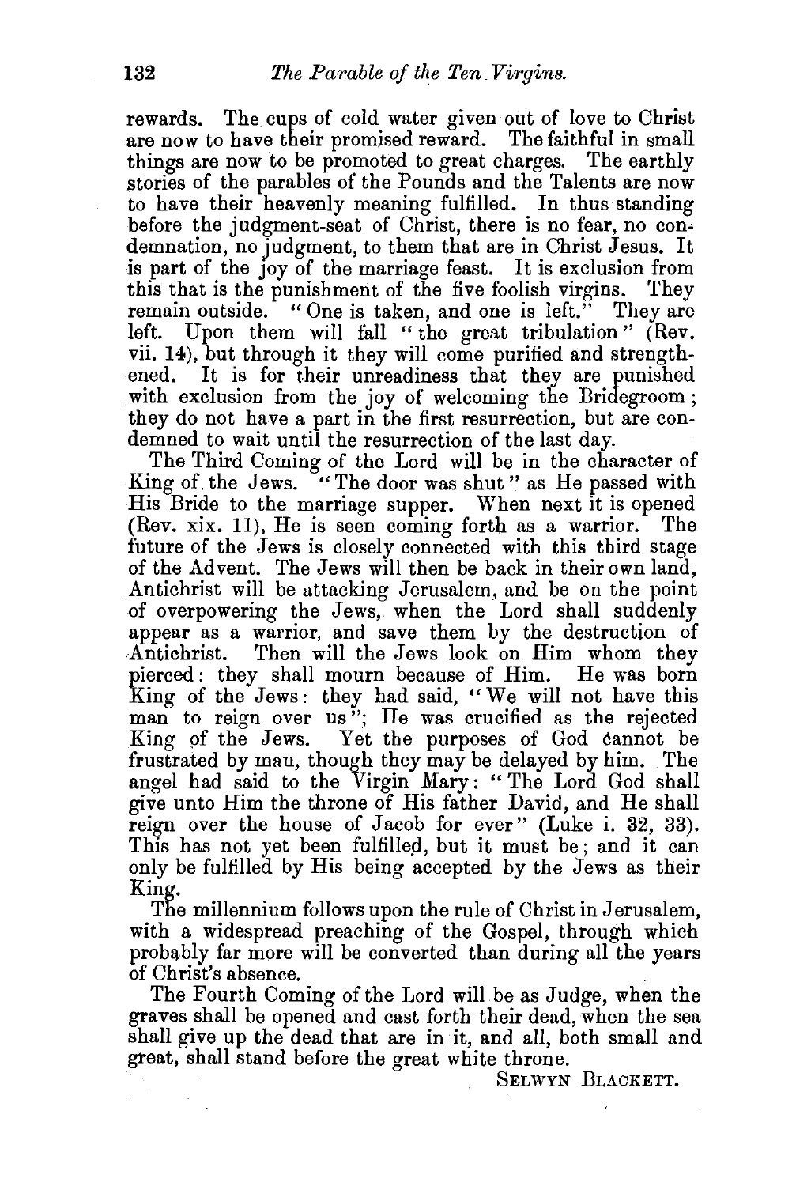rewards. The cups of cold water given out of love to Christ are now to have their promised reward. The faithful in small things are now to be promoted to great charges. The earthly stories of the parables of the Pounds and the Talents are now to have their heavenly meaning fulfilled. In thus standing before the judgment-seat of Christ, there is no fear, no condemnation, no judgment, to them that are in Christ Jesus. It is part of the joy of the marriage feast. It is exclusion from this that is the punishment of the five foolish virgins. They remain outside. "One is taken, and one is left." They are left. Upon them will fall "the great tribulation" (Rev. vii. 14), but through it they will come purified and strengthened. It is for their unreadiness that they are punished with exclusion from the joy of welcoming the Bridegroom; they do not have a part in the first resurrection, but are condemned to wait until the resurrection of the last day.

The Third Coming of the Lord will be in the character of King of the Jews. "The door was shut" as He passed with His Bride to the marriage supper. When next it is opened (Rev. xix. 11), He is seen coming forth as a warrior. The future of the Jews is closely connected with this third stage of the Advent. The Jews will then be back in their own land, Antichrist will be attacking Jerusalem, and be on the point of overpowering the Jews, when the Lord shall suddenly appear as a warrior, and save them by the destruction of Antichrist. Then will the Jews look on Him whom they pierced: they shall mourn because of Him. He was born King of the Jews: they had said, "We will not have this man to reign over us"; He was crucified as the rejected King of the Jews. Yet the purposes of God cannot be frustrated by man, though they may be delayed by him. The angel had said to the Virgin Mary: "The Lord God shall give unto Him the throne of His father David, and He shall reign over the house of Jacob for ever" (Luke i. 32, 33). This has not yet been fulfilled, but it must be; and it can only be fulfilled by His being accepted by the Jews as their King.

The millennium follows upon the rule of Christ in Jerusalem, with a widespread preaching of the Gospel, through which probably far more will be converted than during all the years of Christ's absence.

The Fourth Coming of the Lord will be as Judge, when the graves shall be opened and cast forth their dead, when the sea shall give up the dead that are in it, and all, both small and great, shall stand before the great white throne.

SELWYN BLACKETT.